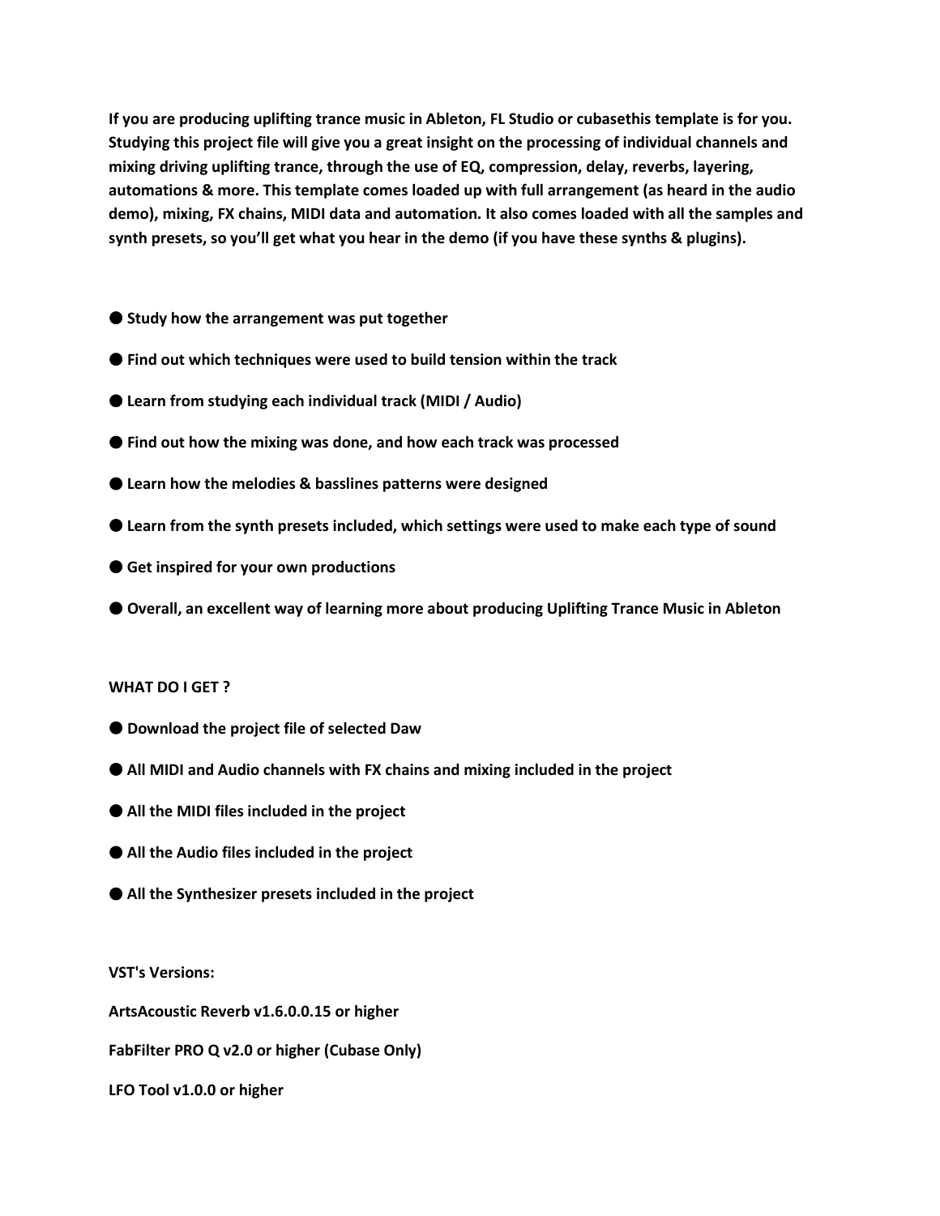**If you are producing uplifting trance music in Ableton, FL Studio or cubasethis template is for you. Studying this project file will give you a great insight on the processing of individual channels and mixing driving uplifting trance, through the use of EQ, compression, delay, reverbs, layering, automations & more. This template comes loaded up with full arrangement (as heard in the audio demo), mixing, FX chains, MIDI data and automation. It also comes loaded with all the samples and synth presets, so you'll get what you hear in the demo (if you have these synths & plugins).**

- **Study how the arrangement was put together**
- **Find out which techniques were used to build tension within the track**
- **Learn from studying each individual track (MIDI / Audio)**
- **Find out how the mixing was done, and how each track was processed**
- **Learn how the melodies & basslines patterns were designed**
- **Learn from the synth presets included, which settings were used to make each type of sound**
- **Get inspired for your own productions**
- **Overall, an excellent way of learning more about producing Uplifting Trance Music in Ableton**

**WHAT DO I GET ?**

- **Download the project file of selected Daw**
- **All MIDI and Audio channels with FX chains and mixing included in the project**
- **All the MIDI files included in the project**
- **All the Audio files included in the project**
- **All the Synthesizer presets included in the project**

**VST's Versions:**

**ArtsAcoustic Reverb v1.6.0.0.15 or higher**

**FabFilter PRO Q v2.0 or higher (Cubase Only)**

**LFO Tool v1.0.0 or higher**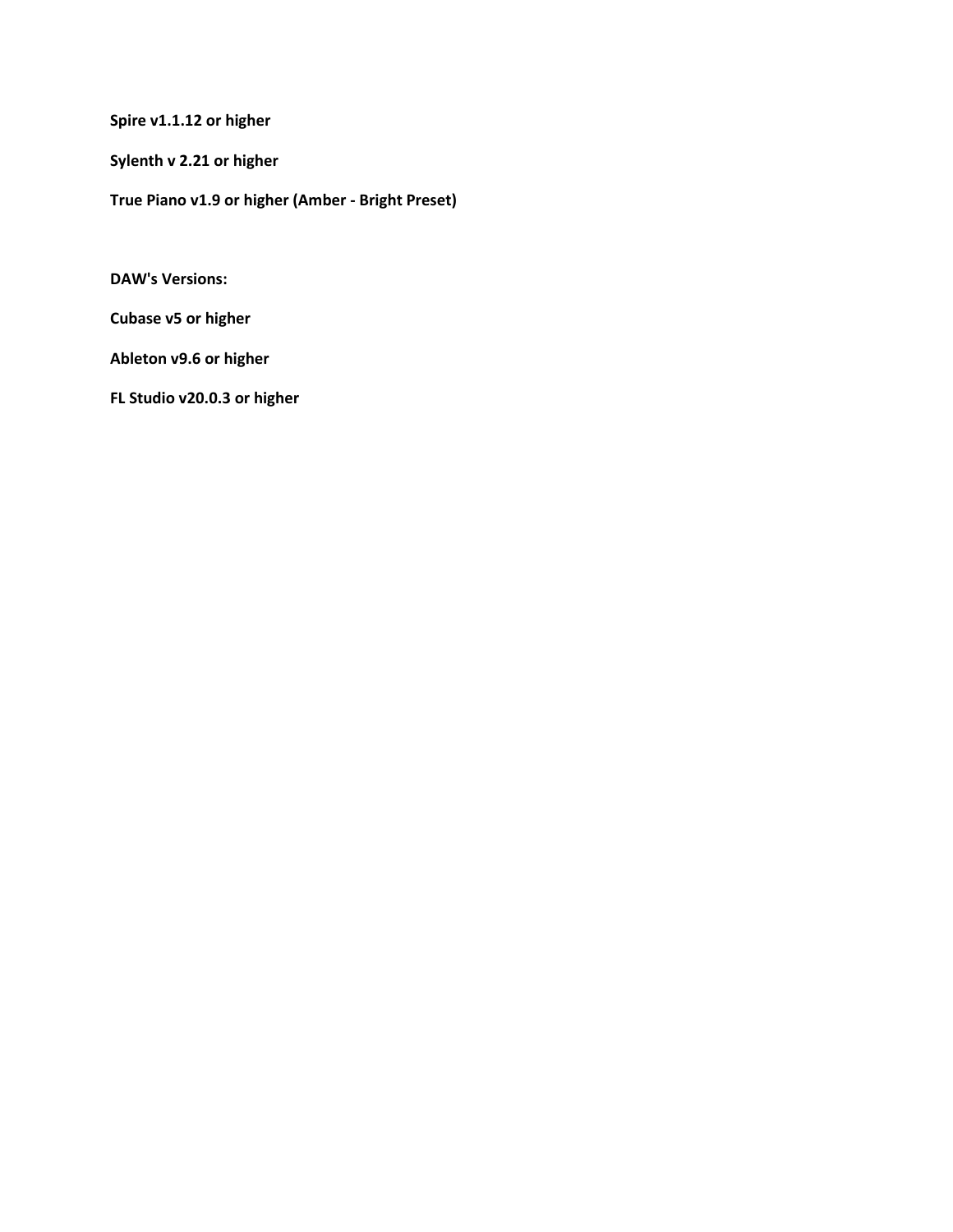**Spire v1.1.12 or higher**

**Sylenth v 2.21 or higher**

**True Piano v1.9 or higher (Amber - Bright Preset)**

**DAW's Versions:**

**Cubase v5 or higher**

**Ableton v9.6 or higher**

**FL Studio v20.0.3 or higher**